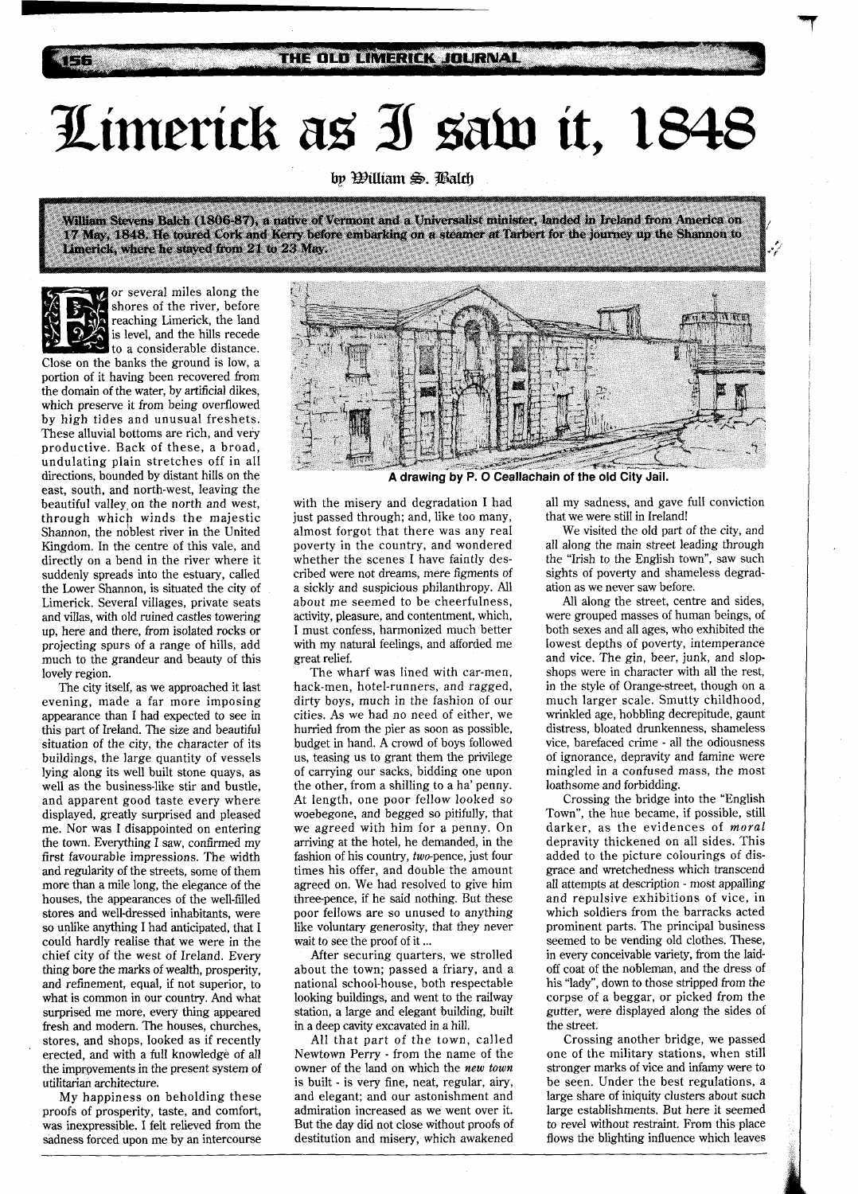# Limerick as I saw it, 1848

by William S. Balch

**William Stevens Balch (1806-87), a native of Vermont and a Universalist minister, landed in Ireland from America on 17 May, 1848. He toured Cork and Kerry before embarking on a steamer at Tarbert for the journey up the Shannon to Limerick, where he stayed from 21 to 23 May.**

For several miles along the shores of the river, before reaching Limerick, the land is level, and the hills recede to a considerable distance. Close on the banks the ground is low, a portion of it having been recovered from the domain of the water, by artificial dikes, which preserve it from being overflowed by high tides and unusual freshets. These alluvial bottoms are rich, and very productive. Back of these, a broad, undulating plain stretches off in all directions, bounded by distant hills on the east, south, and north-west, leaving the beautiful valley on the north and west, through which winds the majestic Shannon, the noblest river in the United Kingdom. In the centre of this vale, and directly on a bend in the river where it suddenly spreads into the estuary, called the Lower Shannon, is situated the city of Limerick. Several villages, private seats and villas, with old ruined castles towering up, here and there, from isolated rocks or projecting spurs of a range of hills, add much to the grandeur and beauty of this lovely region.

The city itself, as we approached it last evening, made a far more imposing appearance than I had expected to see in this part of Ireland. The size and beautiful situation of the city, the character of its buildings, the large quantity of vessels lying along its well built stone quays, as well as the business-like stir and bustle, and apparent good taste every where displayed, greatly surprised and pleased me. Nor was I disappointed on entering the town. Everything I saw, confirmed my first favourable impressions. The width and regularity of the streets, some of them more than a mile long, the elegance of the houses, the appearances of the well-filled stores and well-dressed inhabitants, were so unlike anything I had anticipated, that I could hardly realise that we were in the chief city of the west of Ireland. Every thing bore the marks of wealth, prosperity, and refinement, equal, if not superior, to what is common in our country. And what surprised me more, every thing appeared fresh and modern. The houses, churches, stores, and shops, looked as if recently erected, and with a full knowledge of all the improvements in the present system of utilitarian architecture.

My happiness on beholding these proofs of prosperity, taste, and comfort, was inexpressible. I felt relieved from the sadness forced upon me by an intercourse with the misery and degradation I had just passed through; and, like too many, almost forgot that there was any real poverty in the country, and wondered whether the scenes I have faintly described were not dreams, mere figments of a sickly and suspicious philanthropy. All about me seemed to be cheerfulness, activity, pleasure, and contentment, which, I must confess, harmonized much better with my natural feelings, and afforded me great relief.

A drawing by P. O Ceallachain of the old City Jail.

The wharf was lined with car-men, hack-men, hotel-runners, and ragged, dirty boys, much in the fashion of our cities. As we had no need of either, we hurried from the pier as soon as possible, budget in hand. A crowd of boys followed us, teasing us to grant them the privilege of carrying our sacks, bidding one upon the other, from a shilling to a ha' penny. At length, one poor fellow looked so woebegone, and begged so pitifully, that we agreed with him for a penny. On arriving at the hotel, he demanded, in the fashion of his country, *two*-pence, just four times his offer, and double the amount agreed on. We had resolved to give him three-pence, if he said nothing. But these poor fellows are so unused to anything like voluntary generosity, that they never wait to see the proof of it ...

After securing quarters, we strolled about the town; passed a friary, and a national school-house, both respectable looking buildings, and went to the railway station, a large and elegant building, built in a deep cavity excavated in a hill.

All that part of the town, called Newtown Perry - from the name of the owner of the land on which the *new town* is built - is very fine, neat, regular, airy, and elegant; and our astonishment and admiration increased as we went over it. But the day did not close without proofs of destitution and misery, which awakened all my sadness, and gave full conviction that we were still in Ireland!

We visited the old part of the city, and all along the main street leading through the "Irish to the English town", saw such sights of poverty and shameless degradation as we never saw before.

All along the street, centre and sides, were grouped masses of human beings, of both sexes and all ages, who exhibited the lowest depths of poverty, intemperance and vice. The gin, beer, junk, and slop-shops were in character with all the rest, in the style of Orange-street, though on a much larger scale. Smutty childhood, wrinkled age, hobbling decrepitude, gaunt distress, bloated drunkenness, shameless vice, barefaced crime - all the odiousness of ignorance, depravity and famine were mingled in a confused mass, the most loathsome and forbidding.

Crossing the bridge into the "English Town", the hue became, if possible, still darker, as the evidences of *moral* depravity thickened on all sides. This added to the picture colourings of disgrace and wretchedness which transcend all attempts at description - most appalling and repulsive exhibitions of vice, in which soldiers from the barracks acted prominent parts. The principal business seemed to be vending old clothes. These, in every conceivable variety, from the laid-off coat of the nobleman, and the dress of his "lady", down to those stripped from the corpse of a beggar, or picked from the gutter, were displayed along the sides of the street.

Crossing another bridge, we passed one of the military stations, when still stronger marks of vice and infamy were to be seen. Under the best regulations, a large share of iniquity clusters about such large establishments. But here it seemed to revel without restraint. From this place flows the blighting influence which leaves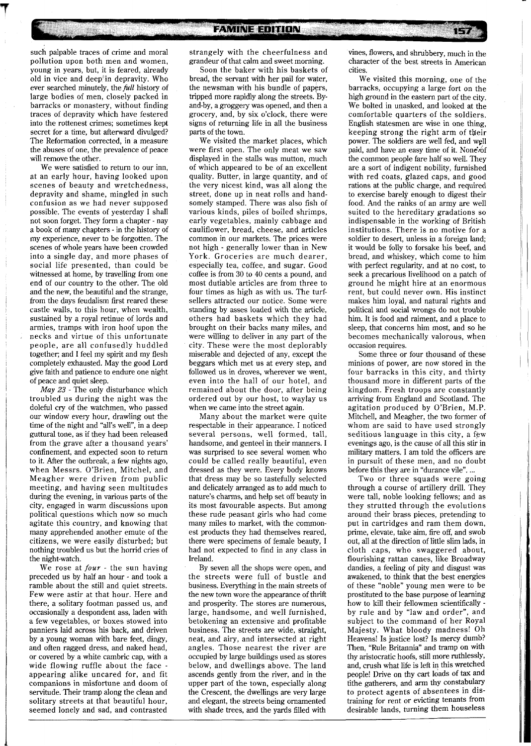such palpable traces of crime and moral pollution upon both men and women, young in years, but, it is feared, already old in vice and deep in depravity. Who ever searched minutely, the *full* history of large bodies of men, closely packed in barracks or monastery, without finding traces of depravity which have festered into the rottenest crimes; sometimes kept secret for a time, but afterward divulged? The Reformation corrected, in a measure the abuses of one, the prevalence of peace will remove the other.

We were satisfied to return to our inn, at an early hour, having looked upon scenes of beauty and wretchedness, depravity and shame, mingled in such confusion as we had never supposed possible. The events of yesterday I shall not soon forget. They form a chapter - nay a book of many chapters - in the history of my experience, never to be forgotten. The scenes of whole years have been crowded into a single day, and more phases of social life presented, than could be witnessed at home, by travelling from one end of our country to the other. The old and the new, the beautiful and the strange, from the days feudalism first reared these castle walls, to this hour, when wealth, sustained by a royal retinue of lords and armies, tramps with iron hoof upon the necks and virtue of this unfortunate people, are all confusedly huddled together; and I feel my spirit and my flesh completely exhausted. May the good Lord give faith and patience to endure one night of peace and quiet sleep.

*May 23* - The only disturbance which troubled us during the night was the doleful cry of the watchmen, who passed our window every hour, drawling out the time of the night and "all's well", in a deep guttural tone, as if they had been released from the grave after a thousand years' confinement, and expected soon to return to it. After the outbreak, a few nights ago, when Messrs. O'Brien, Mitchel, and Meagher were driven from public meeting, and having seen multitudes during the evening, in various parts of the city, engaged in warm discussions upon political questions which now so much agitate this country, and knowing that many apprehended another emute of the citizens, we were easily disturbed; but nothing troubled us but the horrid cries of the night-watch.

We rose at *four* - the sun having preceded us by half an hour - and took a ramble about the still and quiet streets. Few were astir at that hour. Here and there, a solitary footman passed us, and occasionally a despondent ass, laden with a few vegetables, or boxes stowed into panniers laid across his back, and driven by a young woman with bare feet, dingy, and often ragged dress, and naked head, or covered by a white cambric cap, with a wide flowing ruffle about the face - appearing alike uncared for, and fit companions in misfortune and doom of servitude. Their tramp along the clean and solitary streets at that beautiful hour, seemed lonely and sad, and contrasted strangely with the cheerfulness and grandeur of that calm and sweet morning.

Soon the baker with his baskets of bread, the servant with her pail for water, the newsman with his bundle of papers, tripped more rapidly along the streets. By-and-by, a groggery was opened, and then a grocery, and, by six o'clock, there were signs of returning life in all the business parts of the town.

We visited the market places, which were first open. The only meat we saw displayed in the stalls was mutton, much of which appeared to be of an excellent quality. Butter, in large quantity, and of the very nicest kind, was all along the street, done up in neat rolls and handsomely stamped. There was also fish of various kinds, piles of boiled shrimps, early vegetables, mainly cabbage and cauliflower, bread, cheese, and articles common in our markets. The prices were not high - generally lower than in New York. Groceries are much dearer, especially tea, coffee, and sugar. Good coffee is from 30 to 40 cents a pound, and most dutiable articles are from three to four times as high as with us. The turf-sellers attracted our notice. Some were standing by asses loaded with the article, others had baskets which they had brought on their backs many miles, and were willing to deliver in any part of the city. These were the most deplorably miserable and dejected of any, except the beggars which met us at every step, and followed us in droves, wherever we went, even into the hall of our hotel, and remained about the door, after being ordered out by our host, to waylay us when we came into the street again.

Many about the market were quite respectable in their appearance. I noticed several persons, well formed, tall, handsome, and genteel in their manners. I was surprised to see several women who could be called really beautiful, even dressed as they were. Every body knows that dress may be so tastefully selected and delicately arranged as to add much to nature's charms, and help set off beauty in its most favourable aspects. But among these rude peasant girls who had come many miles to market, with the commonest products they had themselves reared, there were specimens of female beauty, I had not expected to find in any class in Ireland.

By seven all the shops were open, and the streets were full of bustle and business. Everything in the main streets of the new town wore the appearance of thrift and prosperity. The stores are numerous, large, handsome, and well furnished, betokening an extensive and profitable business. The streets are wide, straight, neat, and airy, and intersected at right angles. Those nearest the river are occupied by large buildings used as stores below, and dwellings above. The land ascends gently from the river, and in the upper part of the town, especially along the Crescent, the dwellings are very large and elegant, the streets being ornamented with shade trees, and the yards filled with vines, flowers, and shrubbery, much in the character of the best streets in American cities.

We visited this morning, one of the barracks, occupying a large fort on the high ground in the eastern part of the city. We bolted in unasked, and looked at the comfortable quarters of the soldiers. English statesmen are wise in one thing, keeping strong the right arm of their power. The soldiers are well fed, and well paid, and have an easy time of it. None of the common people fare half so well. They are a sort of indigent nobility, furnished with red coats, glazed caps, and good rations at the public charge, and required to exercise barely enough to digest their food. And the ranks of an army are well suited to the hereditary gradations so indispensable in the working of British institutions. There is no motive for a soldier to desert, unless in a foreign land; it would be folly to forsake his beef, and bread, and whiskey, which come to him with perfect regularity, and at no cost, to seek a precarious livelihood on a patch of ground he might hire at an enormous rent, but could never own. His instinct makes him loyal, and natural rights and political and social wrongs do not trouble him. It is food and raiment, and a place to sleep, that concerns him most, and so he becomes mechanically valorous, when occasion requires.

Some three or four thousand of these minions of power, are now stored in the four barracks in this city, and thirty thousand more in different parts of the kingdom. Fresh troops are constantly arriving from England and Scotland. The agitation produced by O'Brien, M.P. Mitchell, and Meagher, the two former of whom are said to have used strongly seditious language in this city, a few evenings ago, is the cause of all this stir in military matters. I am told the officers are in pursuit of these men, and no doubt before this they are in "durance vile". ...

Two or three squads were going through a course of artillery drill. They were tall, noble looking fellows; and as they strutted through the evolutions around their brass pieces, pretending to put in cartridges and ram them down, prime, elevate, take aim, fire off, and swob out, all at the direction of little slim lads, in cloth caps, who swaggered about, flourishing rattan canes, like Broadway dandies, a feeling of pity and disgust was awakened, to think that the best energies of these "noble" young men were to be prostituted to the base purpose of learning how to kill their fellowmen scientifically - by rule and by "law and order", and subject to the command of her Royal Majesty. What bloody madness! Oh Heavens! Is justice lost? Is mercy dumb? Then, "Rule Britannia" and tramp on with thy aristocratic hoofs, still more ruthlessly, and, crush what life is left in this wretched people! Drive on thy cart loads of tax and tithe gatherers, and arm thy constabulary to protect agents of absentees in distraining for rent or evicting tenants from desirable lands, turning them houseless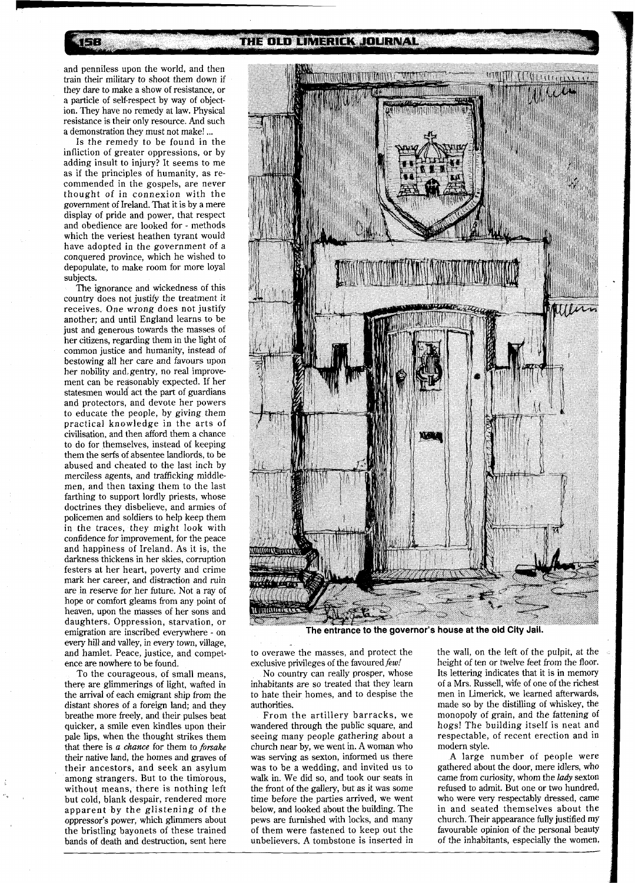and penniless upon the world, and then train their military to shoot them down if they dare to make a show of resistance, or a particle of self-respect by way of objection. They have no remedy at law. Physical resistance is their only resource. And such a demonstration they must not make! ...

Is the remedy to be found in the infliction of greater oppressions, or by adding insult to injury? It seems to me as if the principles of humanity, as recommended in the gospels, are never thought of in connexion with the government of Ireland. That it is by a mere display of pride and power, that respect and obedience are looked for - methods which the veriest heathen tyrant would have adopted in the government of a conquered province, which he wished to depopulate, to make room for more loyal subjects.

The ignorance and wickedness of this country does not justify the treatment it receives. One wrong does not justify another; and until England learns to be just and generous towards the masses of her citizens, regarding them in the light of common justice and humanity, instead of bestowing all her care and favours upon her nobility and gentry, no real improvement can be reasonably expected. If her statesmen would act the part of guardians and protectors, and devote her powers to educate the people, by giving them practical knowledge in the arts of civilisation, and then afford them a chance to do for themselves, instead of keeping them the serfs of absentee landlords, to be abused and cheated to the last inch by merciless agents, and trafficking middlemen, and then taxing them to the last farthing to support lordly priests, whose doctrines they disbelieve, and armies of policemen and soldiers to help keep them in the traces, they might look with confidence for improvement, for the peace and happiness of Ireland. As it is, the darkness thickens in her skies, corruption festers at her heart, poverty and crime mark her career, and distraction and ruin are in reserve for her future. Not a ray of hope or comfort gleams from any point of heaven, upon the masses of her sons and daughters. Oppression, starvation, or emigration are inscribed everywhere - on every hill and valley, in every town, village, and hamlet. Peace, justice, and competence are nowhere to be found.

To the courageous, of small means, there are glimmerings of light, wafted in the arrival of each emigrant ship from the distant shores of a foreign land; and they breathe more freely, and their pulses beat quicker, a smile even kindles upon their pale lips, when the thought strikes them that there is *a chance* for them to *forsake* their native land, the homes and graves of their ancestors, and seek an asylum among strangers. But to the timorous, without means, there is nothing left but cold, blank despair, rendered more apparent by the glistening of the oppressor's power, which glimmers about the bristling bayonets of these trained bands of death and destruction, sent here to overawe the masses, and protect the exclusive privileges of the favoured *few!*

No country can really prosper, whose inhabitants are so treated that they learn to hate their homes, and to despise the authorities.

From the artillery barracks, we wandered through the public square, and seeing many people gathering about a church near by, we went in. A woman who was serving as sexton, informed us there was to be a wedding, and invited us to walk in. We did so, and took our seats in the front of the gallery, but as it was some time before the parties arrived, we went below, and looked about the building. The pews are furnished with locks, and many of them were fastened to keep out the unbelievers. A tombstone is inserted in the wall, on the left of the pulpit, at the height of ten or twelve feet from the floor. Its lettering indicates that it is in memory of a Mrs. Russell, wife of one of the richest men in Limerick, we learned afterwards, made so by the distilling of whiskey, the monopoly of grain, and the fattening of hogs! The building itself is neat and respectable, of recent erection and in modern style.

A large number of people were gathered about the door, mere idlers, who came from curiosity, whom the *lady* sexton refused to admit. But one or two hundred, who were very respectably dressed, came in and seated themselves about the church. Their appearance fully justified my favourable opinion of the personal beauty of the inhabitants, especially the women,

**The entrance to the governor's house at the old City Jail.**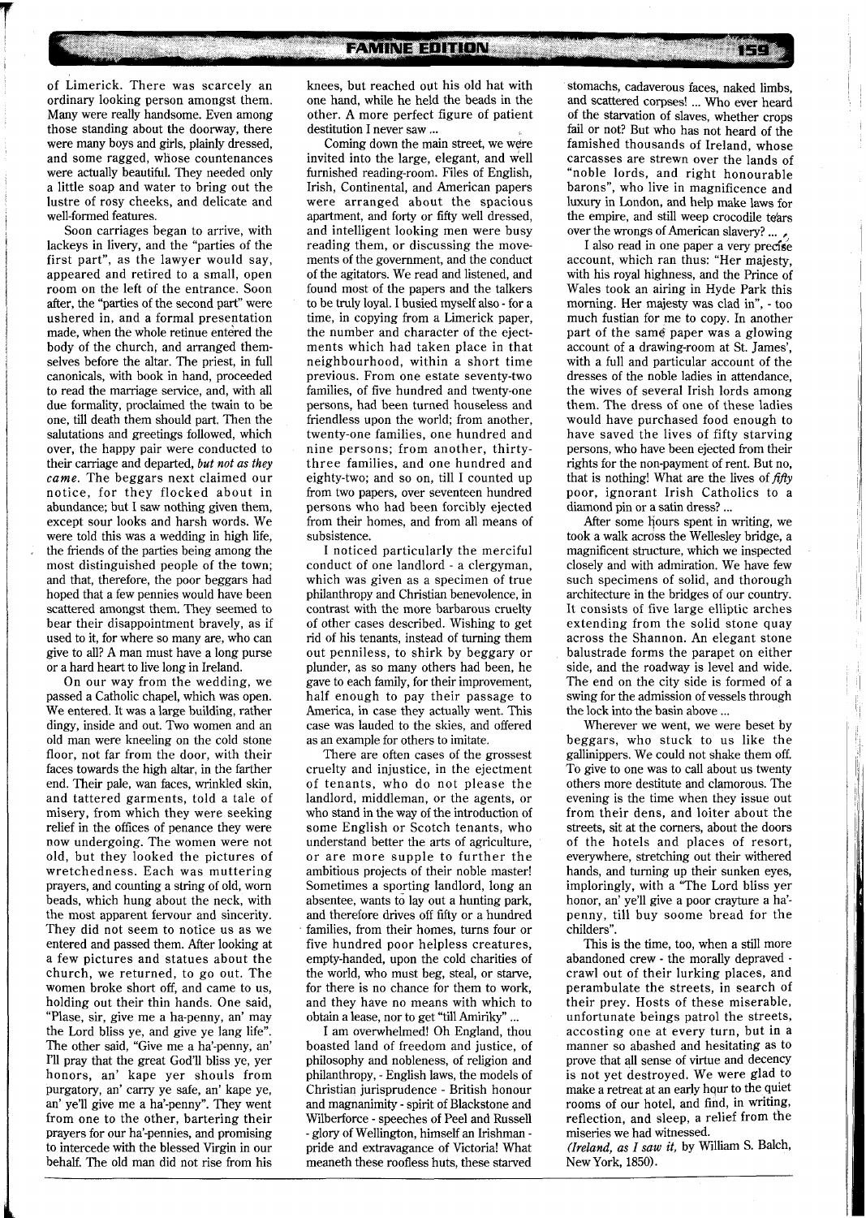of Limerick. There was scarcely an ordinary looking person amongst them. Many were really handsome. Even among those standing about the doorway, there were many boys and girls, plainly dressed, and some ragged, whose countenances were actually beautiful. They needed only a little soap and water to bring out the lustre of rosy cheeks, and delicate and well-formed features.

Soon carriages began to arrive, with lackeys in livery, and the "parties of the first part", as the lawyer would say, appeared and retired to a small, open room on the left of the entrance. Soon after, the "parties of the second part" were ushered in, and a formal presentation made, when the whole retinue entered the body of the church, and arranged themselves before the altar. The priest, in full canonicals, with book in hand, proceeded to read the marriage service, and, with all due formality, proclaimed the twain to be one, till death them should part. Then the salutations and greetings followed, which over, the happy pair were conducted to their carriage and departed, *but not as they came*. The beggars next claimed our notice, for they flocked about in abundance; but I saw nothing given them, except sour looks and harsh words. We were told this was a wedding in high life, the friends of the parties being among the most distinguished people of the town; and that, therefore, the poor beggars had hoped that a few pennies would have been scattered amongst them. They seemed to bear their disappointment bravely, as if used to it, for where so many are, who can give to all? A man must have a long purse or a hard heart to live long in Ireland.

On our way from the wedding, we passed a Catholic chapel, which was open. We entered. It was a large building, rather dingy, inside and out. Two women and an old man were kneeling on the cold stone floor, not far from the door, with their faces towards the high altar, in the farther end. Their pale, wan faces, wrinkled skin, and tattered garments, told a tale of misery, from which they were seeking relief in the offices of penance they were now undergoing. The women were not old, but they looked the pictures of wretchedness. Each was muttering prayers, and counting a string of old, worn beads, which hung about the neck, with the most apparent fervour and sincerity. They did not seem to notice us as we entered and passed them. After looking at a few pictures and statues about the church, we returned, to go out. The women broke short off, and came to us, holding out their thin hands. One said, "Plase, sir, give me a ha-penny, an' may the Lord bliss ye, and give ye lang life". The other said, "Give me a ha'-penny, an' I'll pray that the great God'll bliss ye, yer honors, an' kape yer shouls from purgatory, an' carry ye safe, an' kape ye, an' ye'll give me a ha'-penny". They went from one to the other, bartering their prayers for our ha'-pennies, and promising to intercede with the blessed Virgin in our behalf. The old man did not rise from his knees, but reached out his old hat with one hand, while he held the beads in the other. A more perfect figure of patient destitution I never saw ...

Coming down the main street, we were invited into the large, elegant, and well furnished reading-room. Files of English, Irish, Continental, and American papers were arranged about the spacious apartment, and forty or fifty well dressed, and intelligent looking men were busy reading them, or discussing the movements of the government, and the conduct of the agitators. We read and listened, and found most of the papers and the talkers to be truly loyal. I busied myself also - for a time, in copying from a Limerick paper, the number and character of the ejectments which had taken place in that neighbourhood, within a short time previous. From one estate seventy-two families, of five hundred and twenty-one persons, had been turned houseless and friendless upon the world; from another, twenty-one families, one hundred and nine persons; from another, thirty-three families, and one hundred and eighty-two; and so on, till I counted up from two papers, over seventeen hundred persons who had been forcibly ejected from their homes, and from all means of subsistence.

I noticed particularly the merciful conduct of one landlord - a clergyman, which was given as a specimen of true philanthropy and Christian benevolence, in contrast with the more barbarous cruelty of other cases described. Wishing to get rid of his tenants, instead of turning them out penniless, to shirk by beggary or plunder, as so many others had been, he gave to each family, for their improvement, half enough to pay their passage to America, in case they actually went. This case was lauded to the skies, and offered as an example for others to imitate.

There are often cases of the grossest cruelty and injustice, in the ejectment of tenants, who do not please the landlord, middleman, or the agents, or who stand in the way of the introduction of some English or Scotch tenants, who understand better the arts of agriculture, or are more supple to further the ambitious projects of their noble master! Sometimes a sporting landlord, long an absentee, wants to lay out a hunting park, and therefore drives off fifty or a hundred families, from their homes, turns four or five hundred poor helpless creatures, empty-handed, upon the cold charities of the world, who must beg, steal, or starve, for there is no chance for them to work, and they have no means with which to obtain a lease, nor to get "till Amiriky" ...

I am overwhelmed! Oh England, thou boasted land of freedom and justice, of philosophy and nobleness, of religion and philanthropy, - English laws, the models of Christian jurisprudence - British honour and magnanimity - spirit of Blackstone and Wilberforce - speeches of Peel and Russell - glory of Wellington, himself an Irishman - pride and extravagance of Victoria! What meaneth these roofless huts, these starved stomachs, cadaverous faces, naked limbs, and scattered corpses! ... Who ever heard of the starvation of slaves, whether crops fail or not? But who has not heard of the famished thousands of Ireland, whose carcasses are strewn over the lands of "noble lords, and right honourable barons", who live in magnificence and luxury in London, and help make laws for the empire, and still weep crocodile tears over the wrongs of American slavery? ...

I also read in one paper a very precise account, which ran thus: "Her majesty, with his royal highness, and the Prince of Wales took an airing in Hyde Park this morning. Her majesty was clad in", - too much fustian for me to copy. In another part of the same paper was a glowing account of a drawing-room at St. James', with a full and particular account of the dresses of the noble ladies in attendance, the wives of several Irish lords among them. The dress of one of these ladies would have purchased food enough to have saved the lives of fifty starving persons, who have been ejected from their rights for the non-payment of rent. But no, that is nothing! What are the lives of *fifty* poor, ignorant Irish Catholics to a diamond pin or a satin dress? ...

After some hours spent in writing, we took a walk across the Wellesley bridge, a magnificent structure, which we inspected closely and with admiration. We have few such specimens of solid, and thorough architecture in the bridges of our country. It consists of five large elliptic arches extending from the solid stone quay across the Shannon. An elegant stone balustrade forms the parapet on either side, and the roadway is level and wide. The end on the city side is formed of a swing for the admission of vessels through the lock into the basin above ...

Wherever we went, we were beset by beggars, who stuck to us like the gallinippers. We could not shake them off. To give to one was to call about us twenty others more destitute and clamorous. The evening is the time when they issue out from their dens, and loiter about the streets, sit at the corners, about the doors of the hotels and places of resort, everywhere, stretching out their withered hands, and turning up their sunken eyes, imploringly, with a "The Lord bliss yer honor, an' ye'll give a poor crayture a ha'-penny, till buy soome bread for the childers".

This is the time, too, when a still more abandoned crew - the morally depraved - crawl out of their lurking places, and perambulate the streets, in search of their prey. Hosts of these miserable, unfortunate beings patrol the streets, accosting one at every turn, but in a manner so abashed and hesitating as to prove that all sense of virtue and decency is not yet destroyed. We were glad to make a retreat at an early hour to the quiet rooms of our hotel, and find, in writing, reflection, and sleep, a relief from the miseries we had witnessed.

*(Ireland, as I saw it,* by William S. Balch, New York, 1850).